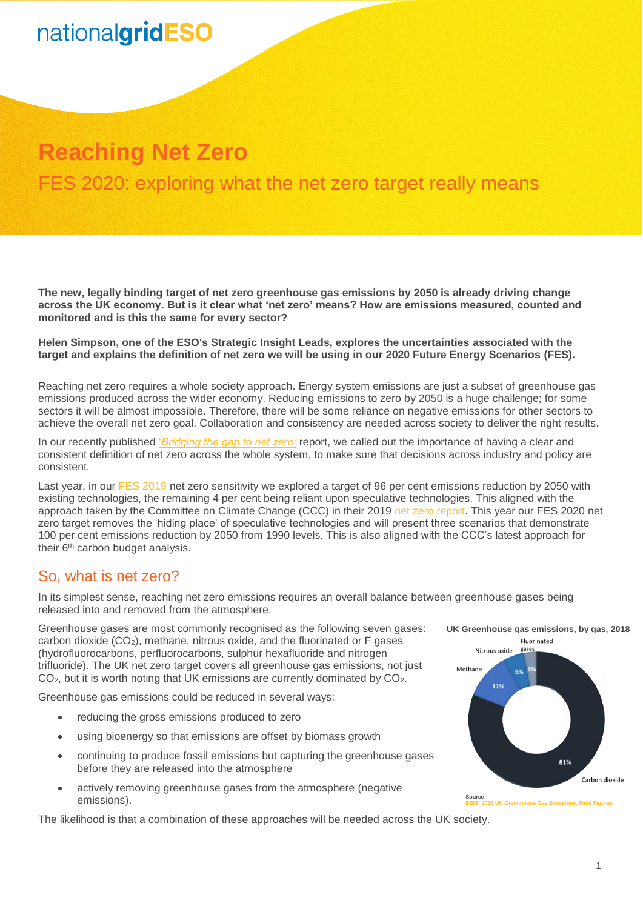nationalgridESO

# Reaching Net Zero

## FES 2020: exploring what the net zero target really means

**The new, legally binding target of net zero greenhouse gas emissions by 2050 is already driving change across the UK economy. But is it clear what 'net zero' means? How are emissions measured, counted and monitored and is this the same for every sector?**

**Helen Simpson, one of the ESO's Strategic Insight Leads, explores the uncertainties associated with the target and explains the definition of net zero we will be using in our 2020 Future Energy Scenarios (FES).**

Reaching net zero requires a whole society approach. Energy system emissions are just a subset of greenhouse gas emissions produced across the wider economy. Reducing emissions to zero by 2050 is a huge challenge; for some sectors it will be almost impossible. Therefore, there will be some reliance on negative emissions for other sectors to achieve the overall net zero goal. Collaboration and consistency are needed across society to deliver the right results.

In our recently published *'Bridging the gap to net zero'* report, we called out the importance of having a clear and consistent definition of net zero across the whole system, to make sure that decisions across industry and policy are consistent.

Last year, in our FES 2019 net zero sensitivity we explored a target of 96 per cent emissions reduction by 2050 with existing technologies, the remaining 4 per cent being reliant upon speculative technologies. This aligned with the approach taken by the Committee on Climate Change (CCC) in their 2019 net zero report. This year our FES 2020 net zero target removes the 'hiding place' of speculative technologies and will present three scenarios that demonstrate 100 per cent emissions reduction by 2050 from 1990 levels. This is also aligned with the CCC's latest approach for their 6th carbon budget analysis.

## So, what is net zero?

In its simplest sense, reaching net zero emissions requires an overall balance between greenhouse gases being released into and removed from the atmosphere.

Greenhouse gases are most commonly recognised as the following seven gases: carbon dioxide ($CO_2$), methane, nitrous oxide, and the fluorinated or F gases (hydrofluorocarbons, perfluorocarbons, sulphur hexafluoride and nitrogen trifluoride). The UK net zero target covers all greenhouse gas emissions, not just $CO_2$, but it is worth noting that UK emissions are currently dominated by $CO_2$.

Greenhouse gas emissions could be reduced in several ways:

- reducing the gross emissions produced to zero
- using bioenergy so that emissions are offset by biomass growth
- continuing to produce fossil emissions but capturing the greenhouse gases before they are released into the atmosphere
- actively removing greenhouse gases from the atmosphere (negative emissions).

The likelihood is that a combination of these approaches will be needed across the UK society.

**UK Greenhouse gas emissions, by gas, 2018**

| Gas | Share |
|---|---|
| Carbon dioxide | 81% |
| Methane | 11% |
| Nitrous oxide | 5% |
| Fluorinated gases | 3% |

Source
BEIS: 2018 UK Greenhouse Gas Emissions, Final Figures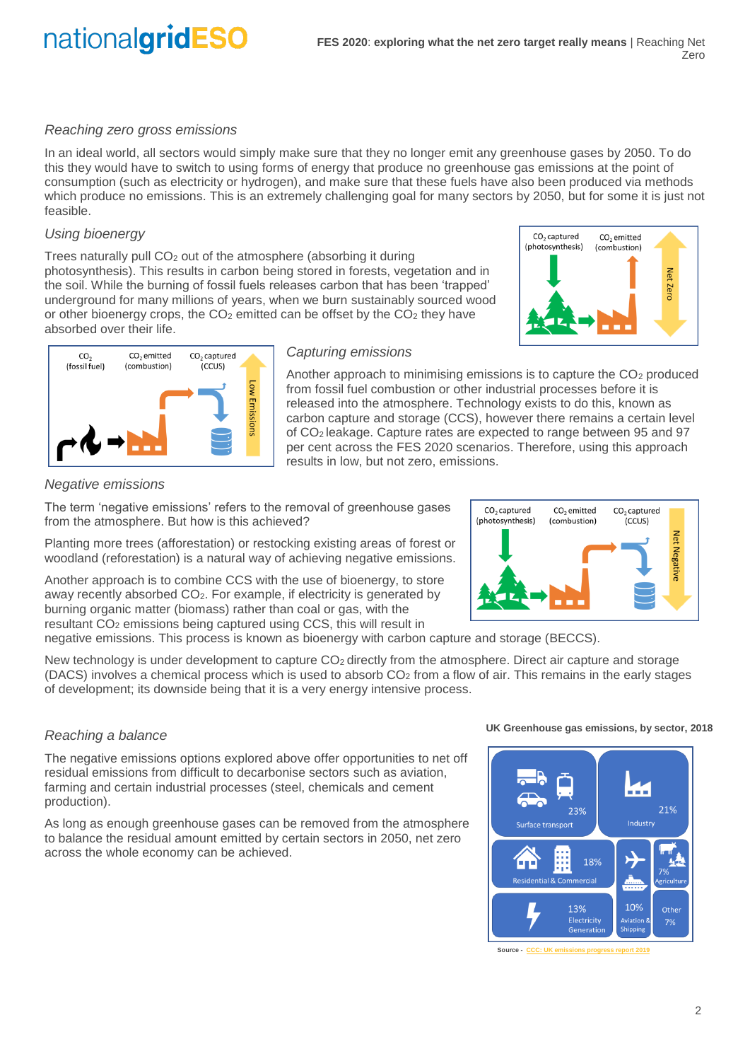*Reaching zero gross emissions*

In an ideal world, all sectors would simply make sure that they no longer emit any greenhouse gases by 2050. To do this they would have to switch to using forms of energy that produce no greenhouse gas emissions at the point of consumption (such as electricity or hydrogen), and make sure that these fuels have also been produced via methods which produce no emissions. This is an extremely challenging goal for many sectors by 2050, but for some it is just not feasible.

*Using bioenergy*

Trees naturally pull $CO_2$ out of the atmosphere (absorbing it during photosynthesis). This results in carbon being stored in forests, vegetation and in the soil. While the burning of fossil fuels releases carbon that has been 'trapped' underground for many millions of years, when we burn sustainably sourced wood or other bioenergy crops, the $CO_2$ emitted can be offset by the $CO_2$ they have absorbed over their life.

$CO_2$ captured (photosynthesis) | $CO_2$ emitted (combustion) | Net Zero

*Capturing emissions*

Another approach to minimising emissions is to capture the $CO_2$ produced from fossil fuel combustion or other industrial processes before it is released into the atmosphere. Technology exists to do this, known as carbon capture and storage (CCS), however there remains a certain level of $CO_2$ leakage. Capture rates are expected to range between 95 and 97 per cent across the FES 2020 scenarios. Therefore, using this approach results in low, but not zero, emissions.

$CO_2$ (fossil fuel) | $CO_2$ emitted (combustion) | $CO_2$ captured (CCUS) | Low Emissions

*Negative emissions*

The term 'negative emissions' refers to the removal of greenhouse gases from the atmosphere. But how is this achieved?

Planting more trees (afforestation) or restocking existing areas of forest or woodland (reforestation) is a natural way of achieving negative emissions.

Another approach is to combine CCS with the use of bioenergy, to store away recently absorbed $CO_2$. For example, if electricity is generated by burning organic matter (biomass) rather than coal or gas, with the resultant $CO_2$ emissions being captured using CCS, this will result in negative emissions. This process is known as bioenergy with carbon capture and storage (BECCS).

$CO_2$ captured (photosynthesis) | $CO_2$ emitted (combustion) | $CO_2$ captured (CCUS) | Net Negative

New technology is under development to capture $CO_2$ directly from the atmosphere. Direct air capture and storage (DACS) involves a chemical process which is used to absorb $CO_2$ from a flow of air. This remains in the early stages of development; its downside being that it is a very energy intensive process.

*Reaching a balance*

The negative emissions options explored above offer opportunities to net off residual emissions from difficult to decarbonise sectors such as aviation, farming and certain industrial processes (steel, chemicals and cement production).

As long as enough greenhouse gases can be removed from the atmosphere to balance the residual amount emitted by certain sectors in 2050, net zero across the whole economy can be achieved.

**UK Greenhouse gas emissions, by sector, 2018**

| Sector | Share |
|---|---|
| Surface transport | 23% |
| Industry | 21% |
| Residential & Commercial | 18% |
| Electricity Generation | 13% |
| Aviation & Shipping | 10% |
| Agriculture | 7% |
| Other | 7% |

Source - CCC: UK emissions progress report 2019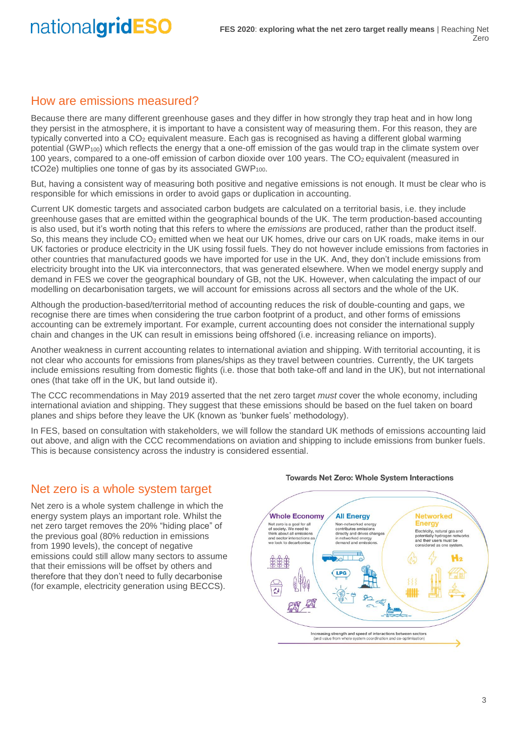## How are emissions measured?

Because there are many different greenhouse gases and they differ in how strongly they trap heat and in how long they persist in the atmosphere, it is important to have a consistent way of measuring them. For this reason, they are typically converted into a $CO_2$ equivalent measure. Each gas is recognised as having a different global warming potential ($GWP_{100}$) which reflects the energy that a one-off emission of the gas would trap in the climate system over 100 years, compared to a one-off emission of carbon dioxide over 100 years. The $CO_2$ equivalent (measured in tCO2e) multiplies one tonne of gas by its associated $GWP_{100}$.

But, having a consistent way of measuring both positive and negative emissions is not enough. It must be clear who is responsible for which emissions in order to avoid gaps or duplication in accounting.

Current UK domestic targets and associated carbon budgets are calculated on a territorial basis, i.e. they include greenhouse gases that are emitted within the geographical bounds of the UK. The term production-based accounting is also used, but it's worth noting that this refers to where the *emissions* are produced, rather than the product itself. So, this means they include $CO_2$ emitted when we heat our UK homes, drive our cars on UK roads, make items in our UK factories or produce electricity in the UK using fossil fuels. They do not however include emissions from factories in other countries that manufactured goods we have imported for use in the UK. And, they don't include emissions from electricity brought into the UK via interconnectors, that was generated elsewhere. When we model energy supply and demand in FES we cover the geographical boundary of GB, not the UK. However, when calculating the impact of our modelling on decarbonisation targets, we will account for emissions across all sectors and the whole of the UK.

Although the production-based/territorial method of accounting reduces the risk of double-counting and gaps, we recognise there are times when considering the true carbon footprint of a product, and other forms of emissions accounting can be extremely important. For example, current accounting does not consider the international supply chain and changes in the UK can result in emissions being offshored (i.e. increasing reliance on imports).

Another weakness in current accounting relates to international aviation and shipping. With territorial accounting, it is not clear who accounts for emissions from planes/ships as they travel between countries. Currently, the UK targets include emissions resulting from domestic flights (i.e. those that both take-off and land in the UK), but not international ones (that take off in the UK, but land outside it).

The CCC recommendations in May 2019 asserted that the net zero target *must* cover the whole economy, including international aviation and shipping. They suggest that these emissions should be based on the fuel taken on board planes and ships before they leave the UK (known as 'bunker fuels' methodology).

In FES, based on consultation with stakeholders, we will follow the standard UK methods of emissions accounting laid out above, and align with the CCC recommendations on aviation and shipping to include emissions from bunker fuels. This is because consistency across the industry is considered essential.

## Net zero is a whole system target

Net zero is a whole system challenge in which the energy system plays an important role. Whilst the net zero target removes the 20% "hiding place" of the previous goal (80% reduction in emissions from 1990 levels), the concept of negative emissions could still allow many sectors to assume that their emissions will be offset by others and therefore that they don't need to fully decarbonise (for example, electricity generation using BECCS).

**Towards Net Zero: Whole System Interactions**

**Whole Economy** – Net zero is a goal for all of society. We need to think about all emissions and sector interactions as we look to decarbonise.

**All Energy** – Non-networked energy contributes emissions directly and drives changes in networked energy demand and emissions.

**Networked Energy** – Electricity, natural gas and potentially hydrogen networks and their users must be considered as one system.

Increasing strength and speed of interactions between sectors (and value from whole system coordination and co-optimisation)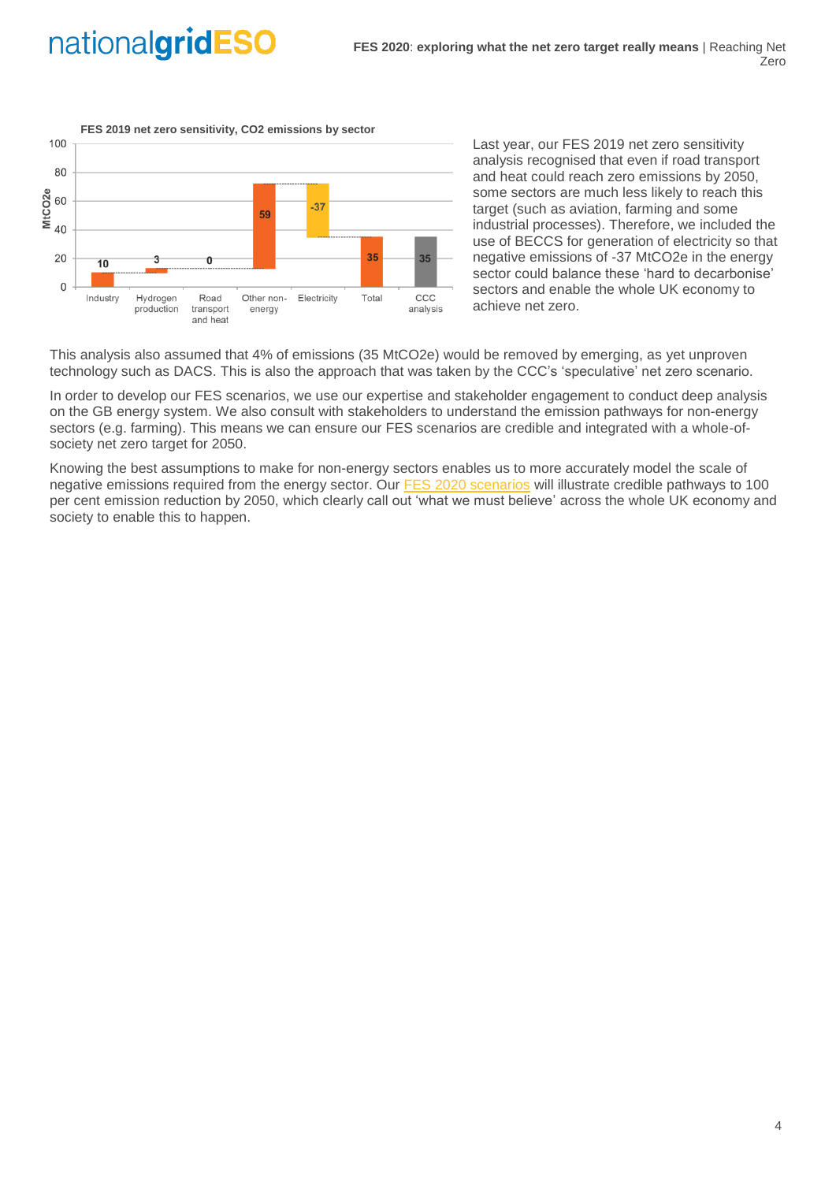FES 2019 net zero sensitivity, CO2 emissions by sector

MtCO2e

100
80
60
40
20
0

10
3
0
59
-37
35
35

Industry
Hydrogen production
Road transport and heat
Other non-energy
Electricity
Total
CCC analysis

Last year, our FES 2019 net zero sensitivity analysis recognised that even if road transport and heat could reach zero emissions by 2050, some sectors are much less likely to reach this target (such as aviation, farming and some industrial processes). Therefore, we included the use of BECCS for generation of electricity so that negative emissions of -37 MtCO2e in the energy sector could balance these 'hard to decarbonise' sectors and enable the whole UK economy to achieve net zero.

This analysis also assumed that 4% of emissions (35 MtCO2e) would be removed by emerging, as yet unproven technology such as DACS. This is also the approach that was taken by the CCC's 'speculative' net zero scenario.

In order to develop our FES scenarios, we use our expertise and stakeholder engagement to conduct deep analysis on the GB energy system. We also consult with stakeholders to understand the emission pathways for non-energy sectors (e.g. farming). This means we can ensure our FES scenarios are credible and integrated with a whole-of-society net zero target for 2050.

Knowing the best assumptions to make for non-energy sectors enables us to more accurately model the scale of negative emissions required from the energy sector. Our FES 2020 scenarios will illustrate credible pathways to 100 per cent emission reduction by 2050, which clearly call out 'what we must believe' across the whole UK economy and society to enable this to happen.